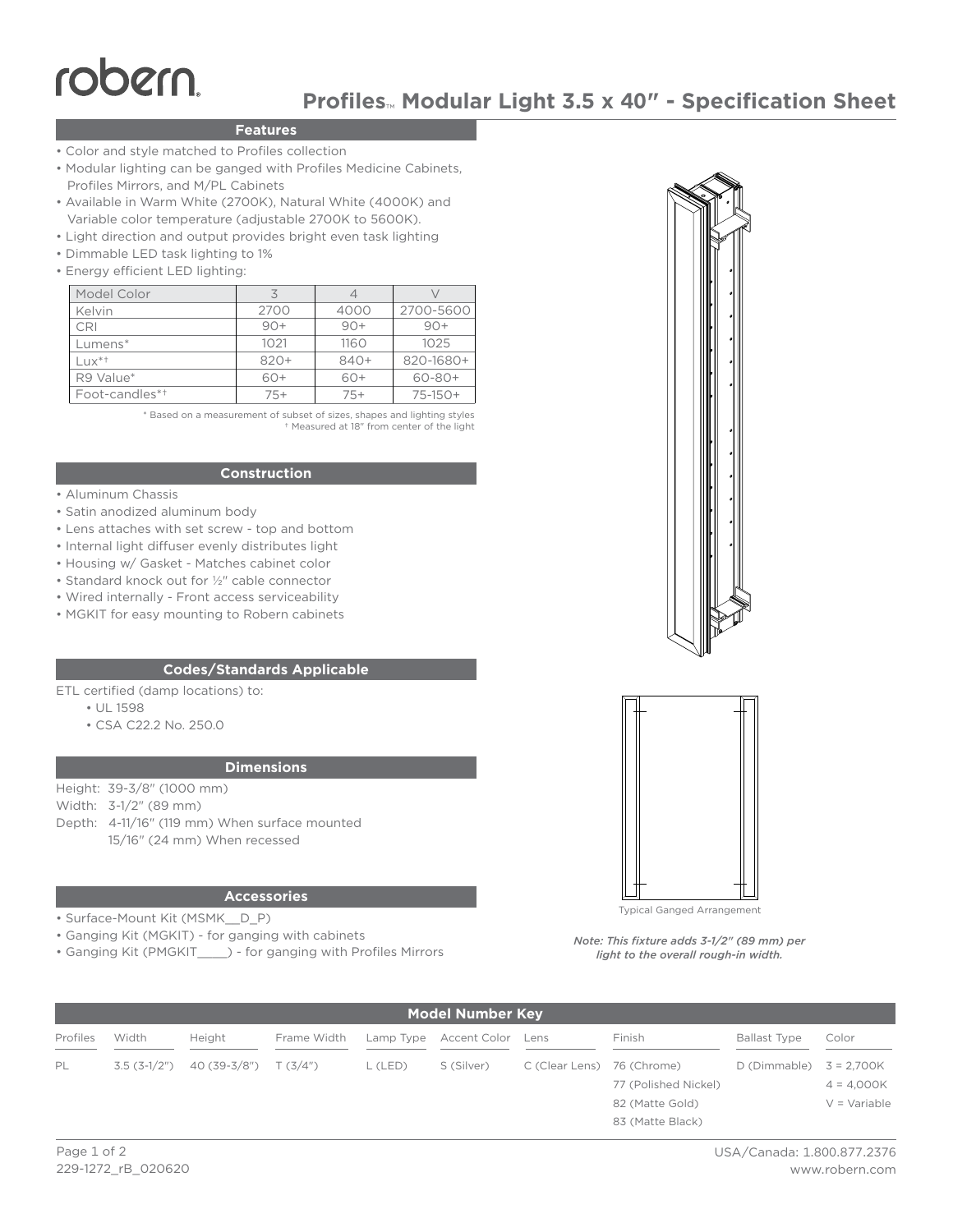robern

# Profiles™ Modular Light 3.5 x 40" - Specification Sheet

## Features

- Color and style matched to Profiles collection
- Modular lighting can be ganged with Profiles Medicine Cabinets, Profiles Mirrors, and M/PL Cabinets
- Available in Warm White (2700K), Natural White (4000K) and Variable color temperature (adjustable 2700K to 5600K).
- Light direction and output provides bright even task lighting
- Dimmable LED task lighting to 1%
- Energy efficient LED lighting:

| Model Color | 3 | 4 | V |
|---|---|---|---|
| Kelvin | 2700 | 4000 | 2700-5600 |
| CRI | 90+ | 90+ | 90+ |
| Lumens* | 1021 | 1160 | 1025 |
| Lux*† | 820+ | 840+ | 820-1680+ |
| R9 Value* | 60+ | 60+ | 60-80+ |
| Foot-candles*† | 75+ | 75+ | 75-150+ |

\* Based on a measurement of subset of sizes, shapes and lighting styles
† Measured at 18" from center of the light

## Construction

- Aluminum Chassis
- Satin anodized aluminum body
- Lens attaches with set screw - top and bottom
- Internal light diffuser evenly distributes light
- Housing w/ Gasket - Matches cabinet color
- Standard knock out for ½" cable connector
- Wired internally - Front access serviceability
- MGKIT for easy mounting to Robern cabinets

## Codes/Standards Applicable

ETL certified (damp locations) to:

- UL 1598
- CSA C22.2 No. 250.0

## Dimensions

Height: 39-3/8" (1000 mm)
Width: 3-1/2" (89 mm)
Depth: 4-11/16" (119 mm) When surface mounted
15/16" (24 mm) When recessed

## Accessories

- Surface-Mount Kit (MSMK__D_P)
- Ganging Kit (MGKIT) - for ganging with cabinets
- Ganging Kit (PMGKIT____) - for ganging with Profiles Mirrors

Typical Ganged Arrangement

*Note: This fixture adds 3-1/2" (89 mm) per light to the overall rough-in width.*

## Model Number Key

| Profiles | Width | Height | Frame Width | Lamp Type | Accent Color | Lens | Finish | Ballast Type | Color |
|---|---|---|---|---|---|---|---|---|---|
| PL | 3.5 (3-1/2") | 40 (39-3/8") | T (3/4") | L (LED) | S (Silver) | C (Clear Lens) | 76 (Chrome) | D (Dimmable) | 3 = 2,700K |
| | | | | | | | 77 (Polished Nickel) | | 4 = 4,000K |
| | | | | | | | 82 (Matte Gold) | | V = Variable |
| | | | | | | | 83 (Matte Black) | | |

229-1272_rB_020620

USA/Canada: 1.800.877.2376
www.robern.com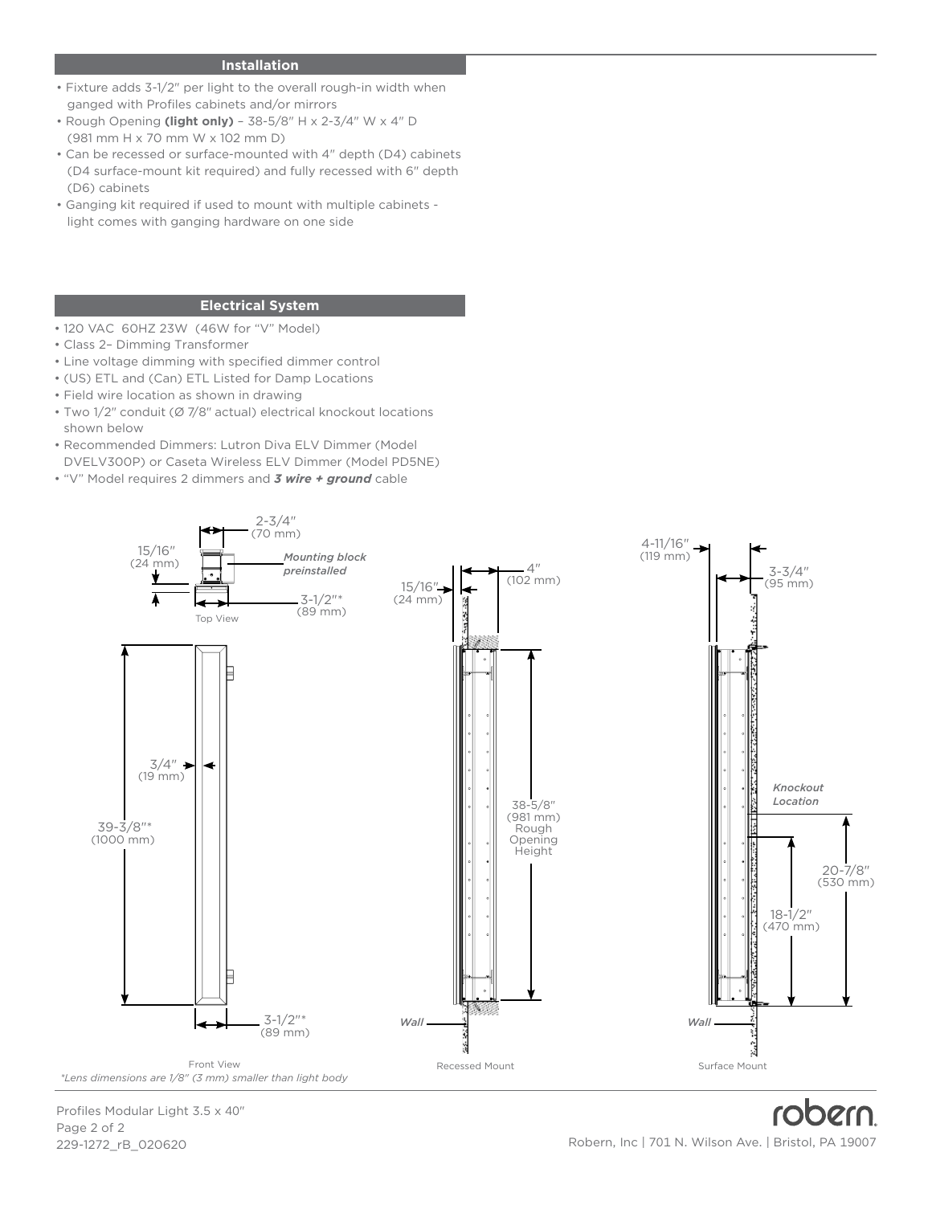## Installation

- Fixture adds 3-1/2" per light to the overall rough-in width when ganged with Profiles cabinets and/or mirrors
- Rough Opening **(light only)** – 38-5/8" H x 2-3/4" W x 4" D (981 mm H x 70 mm W x 102 mm D)
- Can be recessed or surface-mounted with 4" depth (D4) cabinets (D4 surface-mount kit required) and fully recessed with 6" depth (D6) cabinets
- Ganging kit required if used to mount with multiple cabinets - light comes with ganging hardware on one side

## Electrical System

- 120 VAC 60HZ 23W (46W for "V" Model)
- Class 2– Dimming Transformer
- Line voltage dimming with specified dimmer control
- (US) ETL and (Can) ETL Listed for Damp Locations
- Field wire location as shown in drawing
- Two 1/2" conduit (Ø 7/8" actual) electrical knockout locations shown below
- Recommended Dimmers: Lutron Diva ELV Dimmer (Model DVELV300P) or Caseta Wireless ELV Dimmer (Model PD5NE)
- "V" Model requires 2 dimmers and ***3 wire + ground*** cable

2-3/4"
(70 mm)
15/16"
(24 mm)
*Mounting block preinstalled*
3-1/2"*
(89 mm)
Top View

39-3/8"*
(1000 mm)
3/4"
(19 mm)
3-1/2"*
(89 mm)
Front View

*Lens dimensions are 1/8" (3 mm) smaller than light body*

15/16"
(24 mm)
4"
(102 mm)
38-5/8"
(981 mm)
Rough
Opening
Height
*Wall*
Recessed Mount

4-11/16"
(119 mm)
3-3/4"
(95 mm)
*Knockout Location*
20-7/8"
(530 mm)
18-1/2"
(470 mm)
*Wall*
Surface Mount

Profiles Modular Light 3.5 x 40"

229-1272_rB_020620

robern.

Robern, Inc | 701 N. Wilson Ave. | Bristol, PA 19007